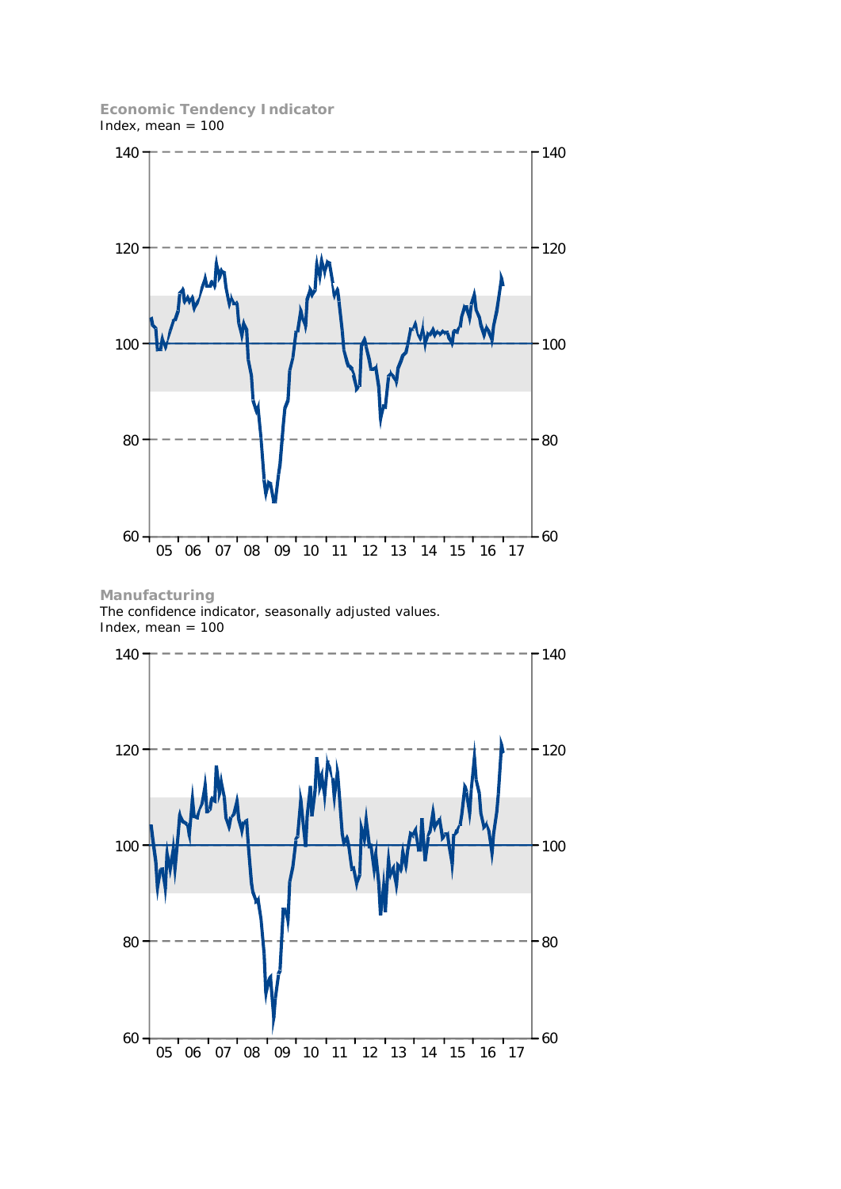**Economic Tendency Indicator**

Index, mean = 100

**Manufacturing**

The confidence indicator, seasonally adjusted values.

Index, mean = 100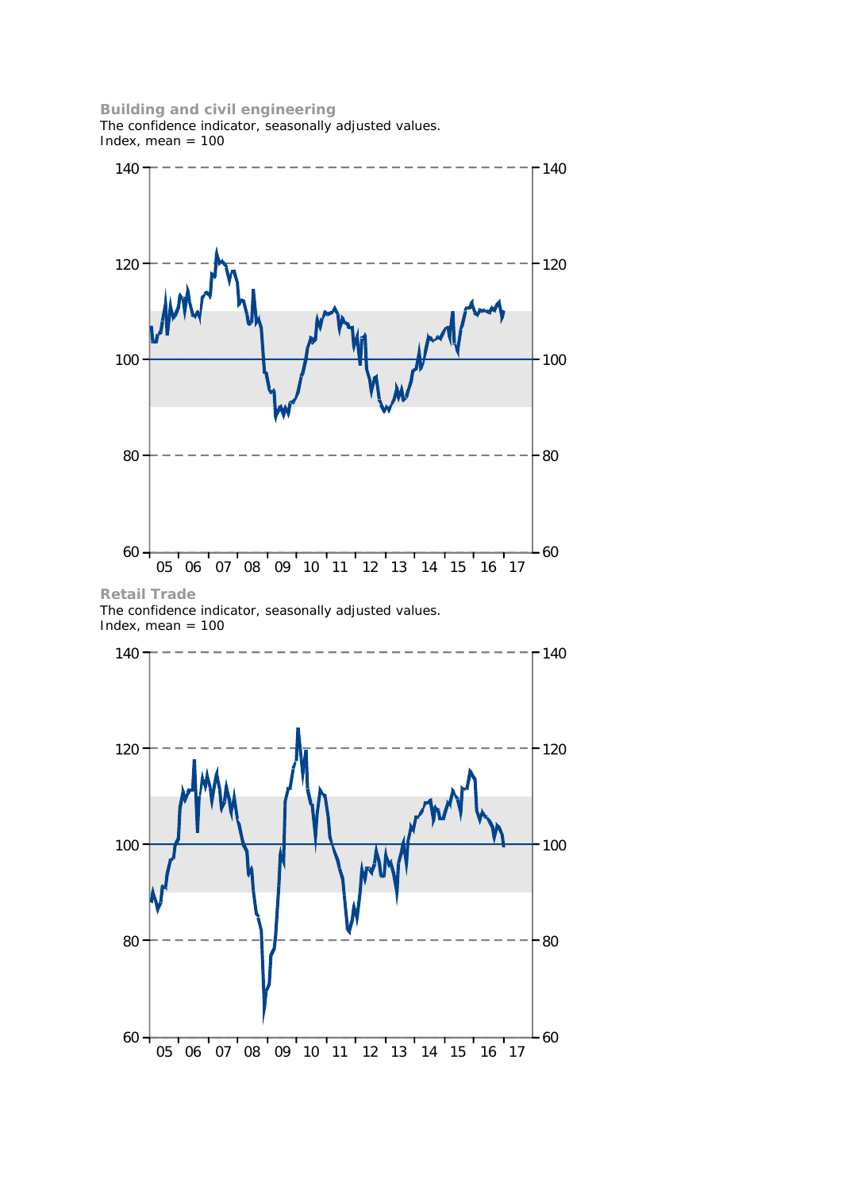**Building and civil engineering**

The confidence indicator, seasonally adjusted values.
Index, mean = 100

**Retail Trade**

The confidence indicator, seasonally adjusted values.
Index, mean = 100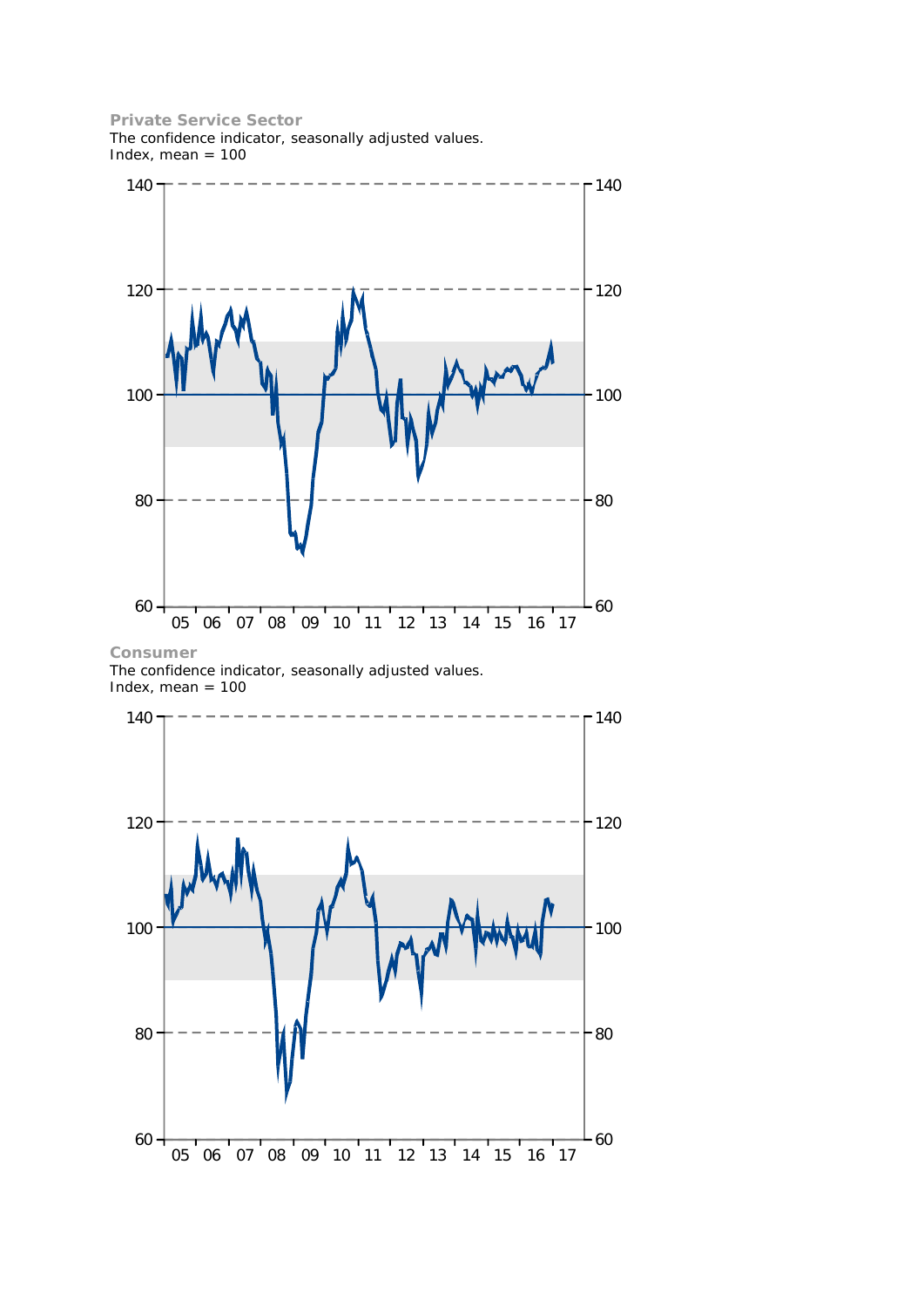**Private Service Sector**

The confidence indicator, seasonally adjusted values.
Index, mean = 100

140
120
100
80
60

05 06 07 08 09 10 11 12 13 14 15 16 17

**Consumer**

The confidence indicator, seasonally adjusted values.
Index, mean = 100

140
120
100
80
60

05 06 07 08 09 10 11 12 13 14 15 16 17